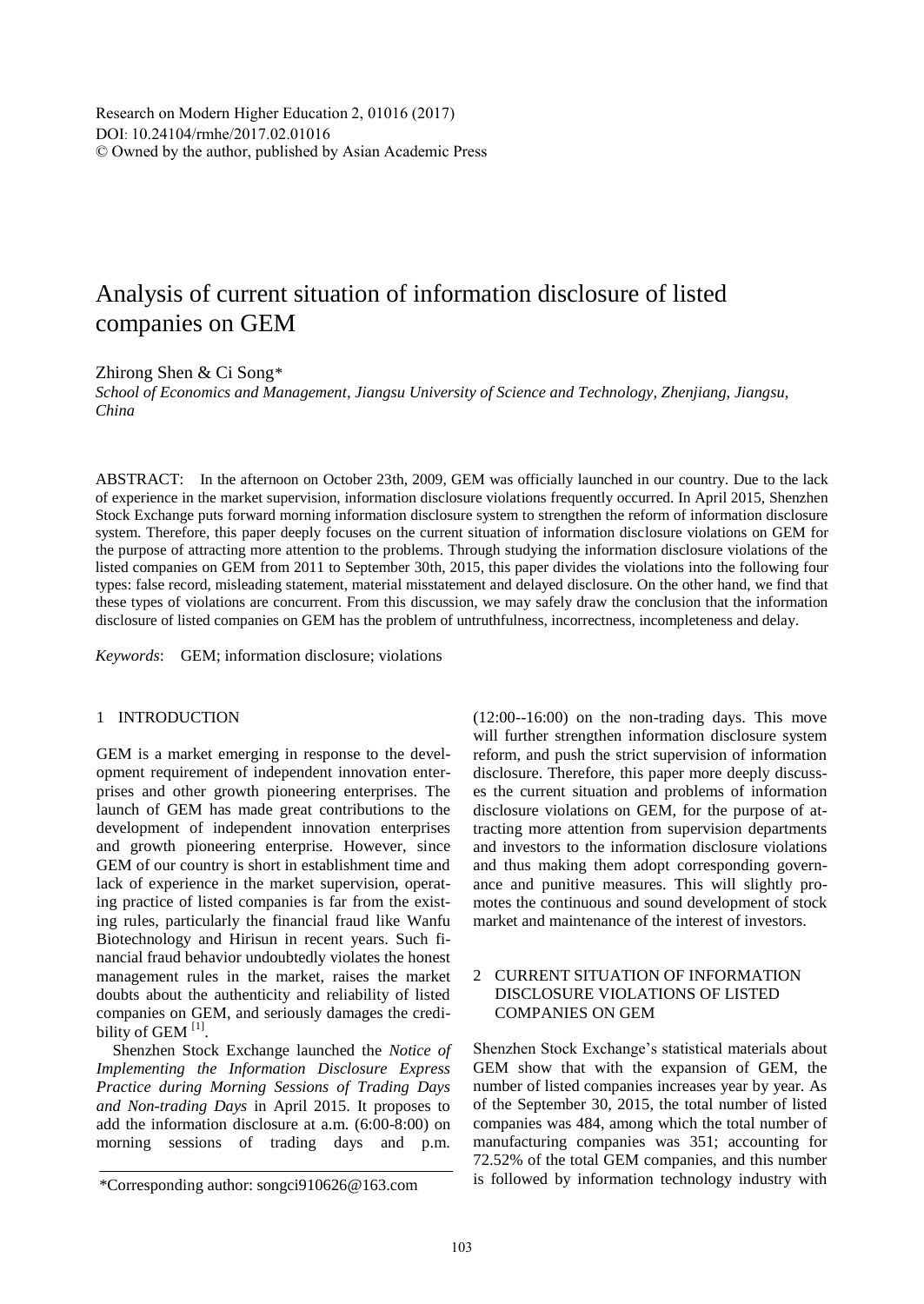Research on Modern Higher Education 2, 01016 (2017)
DOI: 10.24104/rmhe/2017.02.01016
© Owned by the author, published by Asian Academic Press

# Analysis of current situation of information disclosure of listed companies on GEM

Zhirong Shen & Ci Song*

*School of Economics and Management, Jiangsu University of Science and Technology, Zhenjiang, Jiangsu, China*

ABSTRACT: In the afternoon on October 23th, 2009, GEM was officially launched in our country. Due to the lack of experience in the market supervision, information disclosure violations frequently occurred. In April 2015, Shenzhen Stock Exchange puts forward morning information disclosure system to strengthen the reform of information disclosure system. Therefore, this paper deeply focuses on the current situation of information disclosure violations on GEM for the purpose of attracting more attention to the problems. Through studying the information disclosure violations of the listed companies on GEM from 2011 to September 30th, 2015, this paper divides the violations into the following four types: false record, misleading statement, material misstatement and delayed disclosure. On the other hand, we find that these types of violations are concurrent. From this discussion, we may safely draw the conclusion that the information disclosure of listed companies on GEM has the problem of untruthfulness, incorrectness, incompleteness and delay.

*Keywords*: GEM; information disclosure; violations

## 1 INTRODUCTION

GEM is a market emerging in response to the development requirement of independent innovation enterprises and other growth pioneering enterprises. The launch of GEM has made great contributions to the development of independent innovation enterprises and growth pioneering enterprise. However, since GEM of our country is short in establishment time and lack of experience in the market supervision, operating practice of listed companies is far from the existing rules, particularly the financial fraud like Wanfu Biotechnology and Hirisun in recent years. Such financial fraud behavior undoubtedly violates the honest management rules in the market, raises the market doubts about the authenticity and reliability of listed companies on GEM, and seriously damages the credibility of GEM [1].

Shenzhen Stock Exchange launched the *Notice of Implementing the Information Disclosure Express Practice during Morning Sessions of Trading Days and Non-trading Days* in April 2015. It proposes to add the information disclosure at a.m. (6:00-8:00) on morning sessions of trading days and p.m. (12:00--16:00) on the non-trading days. This move will further strengthen information disclosure system reform, and push the strict supervision of information disclosure. Therefore, this paper more deeply discusses the current situation and problems of information disclosure violations on GEM, for the purpose of attracting more attention from supervision departments and investors to the information disclosure violations and thus making them adopt corresponding governance and punitive measures. This will slightly promotes the continuous and sound development of stock market and maintenance of the interest of investors.

## 2 CURRENT SITUATION OF INFORMATION DISCLOSURE VIOLATIONS OF LISTED COMPANIES ON GEM

Shenzhen Stock Exchange's statistical materials about GEM show that with the expansion of GEM, the number of listed companies increases year by year. As of the September 30, 2015, the total number of listed companies was 484, among which the total number of manufacturing companies was 351; accounting for 72.52% of the total GEM companies, and this number is followed by information technology industry with

*Corresponding author: songci910626@163.com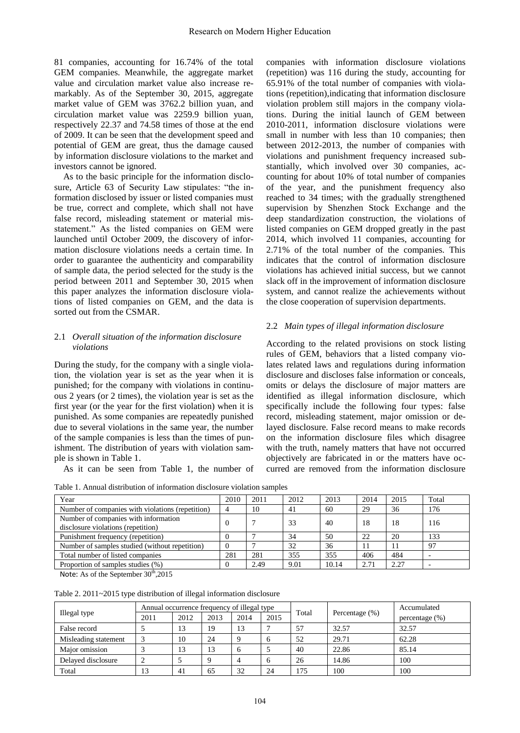81 companies, accounting for 16.74% of the total GEM companies. Meanwhile, the aggregate market value and circulation market value also increase remarkably. As of the September 30, 2015, aggregate market value of GEM was 3762.2 billion yuan, and circulation market value was 2259.9 billion yuan, respectively 22.37 and 74.58 times of those at the end of 2009. It can be seen that the development speed and potential of GEM are great, thus the damage caused by information disclosure violations to the market and investors cannot be ignored.

As to the basic principle for the information disclosure, Article 63 of Security Law stipulates: "the information disclosed by issuer or listed companies must be true, correct and complete, which shall not have false record, misleading statement or material misstatement." As the listed companies on GEM were launched until October 2009, the discovery of information disclosure violations needs a certain time. In order to guarantee the authenticity and comparability of sample data, the period selected for the study is the period between 2011 and September 30, 2015 when this paper analyzes the information disclosure violations of listed companies on GEM, and the data is sorted out from the CSMAR.

### 2.1 *Overall situation of the information disclosure violations*

During the study, for the company with a single violation, the violation year is set as the year when it is punished; for the company with violations in continuous 2 years (or 2 times), the violation year is set as the first year (or the year for the first violation) when it is punished. As some companies are repeatedly punished due to several violations in the same year, the number of the sample companies is less than the times of punishment. The distribution of years with violation sample is shown in Table 1.

As it can be seen from Table 1, the number of companies with information disclosure violations (repetition) was 116 during the study, accounting for 65.91% of the total number of companies with violations (repetition),indicating that information disclosure violation problem still majors in the company violations. During the initial launch of GEM between 2010-2011, information disclosure violations were small in number with less than 10 companies; then between 2012-2013, the number of companies with violations and punishment frequency increased substantially, which involved over 30 companies, accounting for about 10% of total number of companies of the year, and the punishment frequency also reached to 34 times; with the gradually strengthened supervision by Shenzhen Stock Exchange and the deep standardization construction, the violations of listed companies on GEM dropped greatly in the past 2014, which involved 11 companies, accounting for 2.71% of the total number of the companies. This indicates that the control of information disclosure violations has achieved initial success, but we cannot slack off in the improvement of information disclosure system, and cannot realize the achievements without the close cooperation of supervision departments.

### 2.2 *Main types of illegal information disclosure*

According to the related provisions on stock listing rules of GEM, behaviors that a listed company violates related laws and regulations during information disclosure and discloses false information or conceals, omits or delays the disclosure of major matters are identified as illegal information disclosure, which specifically include the following four types: false record, misleading statement, major omission or delayed disclosure. False record means to make records on the information disclosure files which disagree with the truth, namely matters that have not occurred objectively are fabricated in or the matters have occurred are removed from the information disclosure

Table 1. Annual distribution of information disclosure violation samples

| Year | 2010 | 2011 | 2012 | 2013 | 2014 | 2015 | Total |
|---|---|---|---|---|---|---|---|
| Number of companies with violations (repetition) | 4 | 10 | 41 | 60 | 29 | 36 | 176 |
| Number of companies with information disclosure violations (repetition) | 0 | 7 | 33 | 40 | 18 | 18 | 116 |
| Punishment frequency (repetition) | 0 | 7 | 34 | 50 | 22 | 20 | 133 |
| Number of samples studied (without repetition) | 0 | 7 | 32 | 36 | 11 | 11 | 97 |
| Total number of listed companies | 281 | 281 | 355 | 355 | 406 | 484 | - |
| Proportion of samples studies (%) | 0 | 2.49 | 9.01 | 10.14 | 2.71 | 2.27 | - |

Note: As of the September 30th,2015

Table 2. 2011~2015 type distribution of illegal information disclosure

| Illegal type | Annual occurrence frequency of illegal type | | | | | Total | Percentage (%) | Accumulated percentage (%) |
|---|---|---|---|---|---|---|---|---|
| | 2011 | 2012 | 2013 | 2014 | 2015 | | | |
| False record | 5 | 13 | 19 | 13 | 7 | 57 | 32.57 | 32.57 |
| Misleading statement | 3 | 10 | 24 | 9 | 6 | 52 | 29.71 | 62.28 |
| Major omission | 3 | 13 | 13 | 6 | 5 | 40 | 22.86 | 85.14 |
| Delayed disclosure | 2 | 5 | 9 | 4 | 6 | 26 | 14.86 | 100 |
| Total | 13 | 41 | 65 | 32 | 24 | 175 | 100 | 100 |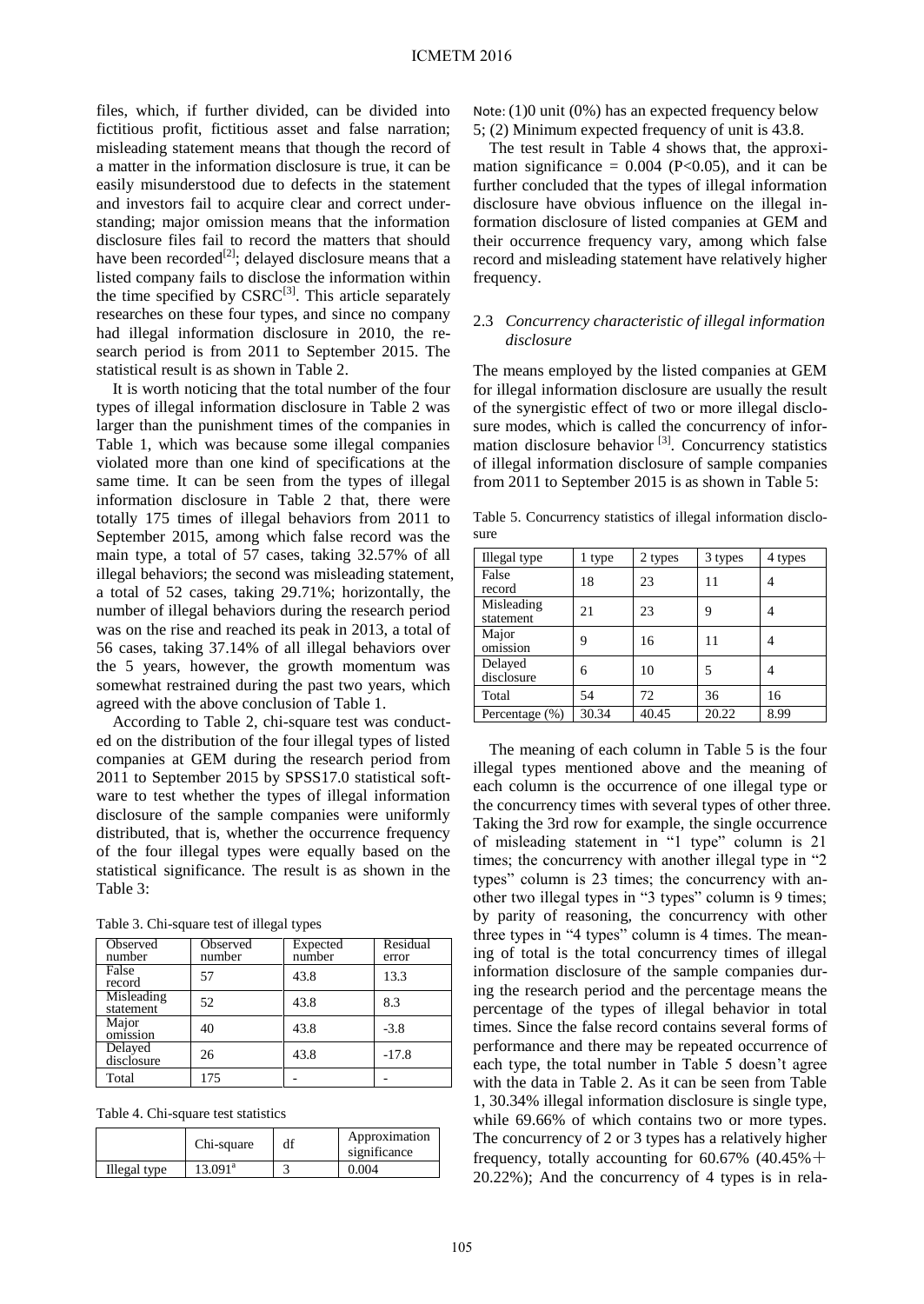files, which, if further divided, can be divided into fictitious profit, fictitious asset and false narration; misleading statement means that though the record of a matter in the information disclosure is true, it can be easily misunderstood due to defects in the statement and investors fail to acquire clear and correct understanding; major omission means that the information disclosure files fail to record the matters that should have been recorded[2]; delayed disclosure means that a listed company fails to disclose the information within the time specified by CSRC[3]. This article separately researches on these four types, and since no company had illegal information disclosure in 2010, the research period is from 2011 to September 2015. The statistical result is as shown in Table 2.

It is worth noticing that the total number of the four types of illegal information disclosure in Table 2 was larger than the punishment times of the companies in Table 1, which was because some illegal companies violated more than one kind of specifications at the same time. It can be seen from the types of illegal information disclosure in Table 2 that, there were totally 175 times of illegal behaviors from 2011 to September 2015, among which false record was the main type, a total of 57 cases, taking 32.57% of all illegal behaviors; the second was misleading statement, a total of 52 cases, taking 29.71%; horizontally, the number of illegal behaviors during the research period was on the rise and reached its peak in 2013, a total of 56 cases, taking 37.14% of all illegal behaviors over the 5 years, however, the growth momentum was somewhat restrained during the past two years, which agreed with the above conclusion of Table 1.

According to Table 2, chi-square test was conducted on the distribution of the four illegal types of listed companies at GEM during the research period from 2011 to September 2015 by SPSS17.0 statistical software to test whether the types of illegal information disclosure of the sample companies were uniformly distributed, that is, whether the occurrence frequency of the four illegal types were equally based on the statistical significance. The result is as shown in the Table 3:

Table 3. Chi-square test of illegal types

| Observed number | Observed number | Expected number | Residual error |
|---|---|---|---|
| False record | 57 | 43.8 | 13.3 |
| Misleading statement | 52 | 43.8 | 8.3 |
| Major omission | 40 | 43.8 | -3.8 |
| Delayed disclosure | 26 | 43.8 | -17.8 |
| Total | 175 | - | - |

Table 4. Chi-square test statistics

| | Chi-square | df | Approximation significance |
|---|---|---|---|
| Illegal type | 13.091[a] | 3 | 0.004 |

Note: (1)0 unit (0%) has an expected frequency below 5; (2) Minimum expected frequency of unit is 43.8.

The test result in Table 4 shows that, the approximation significance = 0.004 ($P<0.05$), and it can be further concluded that the types of illegal information disclosure have obvious influence on the illegal information disclosure of listed companies at GEM and their occurrence frequency vary, among which false record and misleading statement have relatively higher frequency.

### 2.3 *Concurrency characteristic of illegal information disclosure*

The means employed by the listed companies at GEM for illegal information disclosure are usually the result of the synergistic effect of two or more illegal disclosure modes, which is called the concurrency of information disclosure behavior [3]. Concurrency statistics of illegal information disclosure of sample companies from 2011 to September 2015 is as shown in Table 5:

Table 5. Concurrency statistics of illegal information disclosure

| Illegal type | 1 type | 2 types | 3 types | 4 types |
|---|---|---|---|---|
| False record | 18 | 23 | 11 | 4 |
| Misleading statement | 21 | 23 | 9 | 4 |
| Major omission | 9 | 16 | 11 | 4 |
| Delayed disclosure | 6 | 10 | 5 | 4 |
| Total | 54 | 72 | 36 | 16 |
| Percentage (%) | 30.34 | 40.45 | 20.22 | 8.99 |

The meaning of each column in Table 5 is the four illegal types mentioned above and the meaning of each column is the occurrence of one illegal type or the concurrency times with several types of other three. Taking the 3rd row for example, the single occurrence of misleading statement in "1 type" column is 21 times; the concurrency with another illegal type in "2 types" column is 23 times; the concurrency with another two illegal types in "3 types" column is 9 times; by parity of reasoning, the concurrency with other three types in "4 types" column is 4 times. The meaning of total is the total concurrency times of illegal information disclosure of the sample companies during the research period and the percentage means the percentage of the types of illegal behavior in total times. Since the false record contains several forms of performance and there may be repeated occurrence of each type, the total number in Table 5 doesn't agree with the data in Table 2. As it can be seen from Table 1, 30.34% illegal information disclosure is single type, while 69.66% of which contains two or more types. The concurrency of 2 or 3 types has a relatively higher frequency, totally accounting for 60.67% (40.45%＋20.22%); And the concurrency of 4 types is in rela-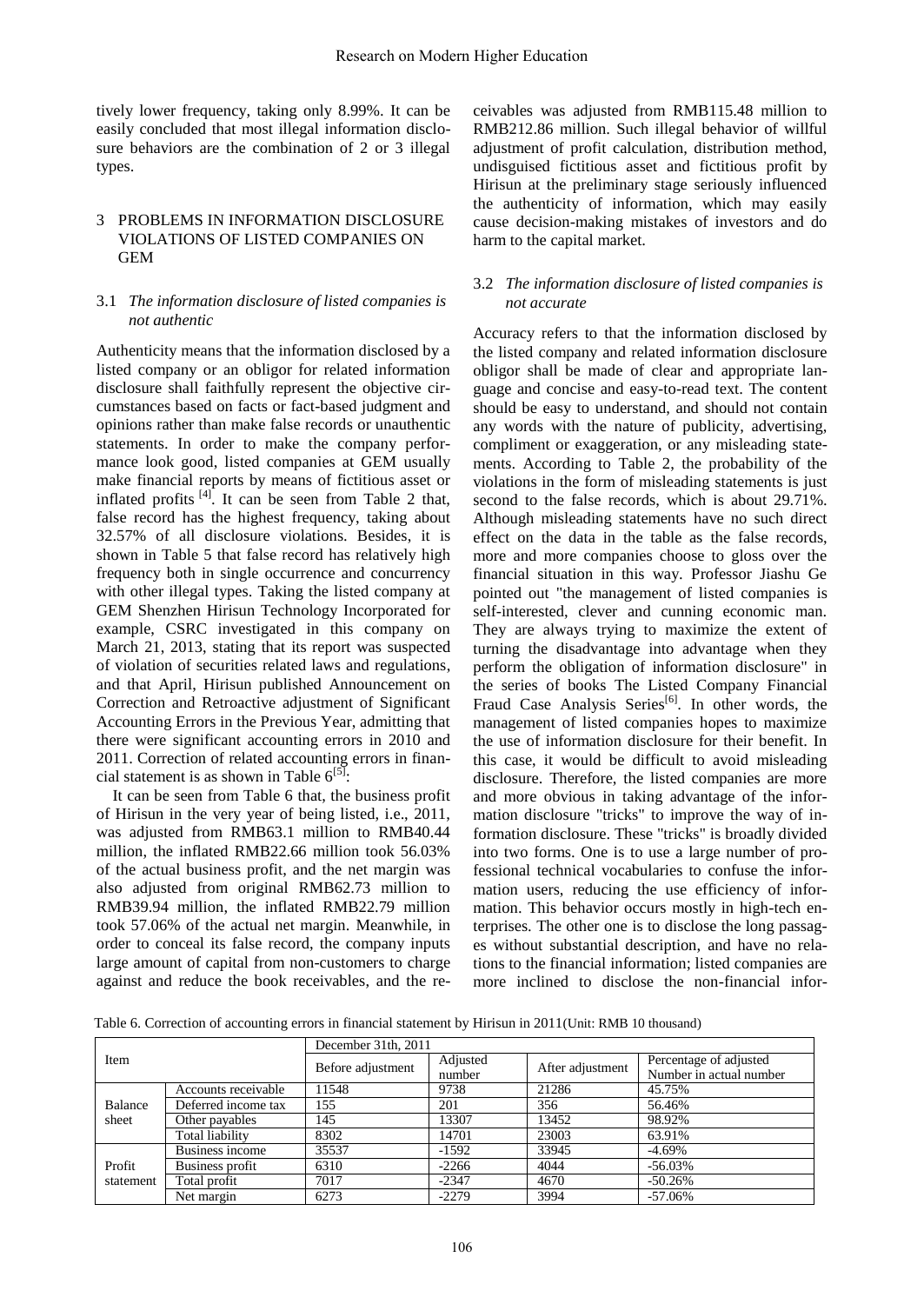tively lower frequency, taking only 8.99%. It can be easily concluded that most illegal information disclosure behaviors are the combination of 2 or 3 illegal types.

## 3 PROBLEMS IN INFORMATION DISCLOSURE VIOLATIONS OF LISTED COMPANIES ON GEM

### 3.1 *The information disclosure of listed companies is not authentic*

Authenticity means that the information disclosed by a listed company or an obligor for related information disclosure shall faithfully represent the objective circumstances based on facts or fact-based judgment and opinions rather than make false records or unauthentic statements. In order to make the company performance look good, listed companies at GEM usually make financial reports by means of fictitious asset or inflated profits [4]. It can be seen from Table 2 that, false record has the highest frequency, taking about 32.57% of all disclosure violations. Besides, it is shown in Table 5 that false record has relatively high frequency both in single occurrence and concurrency with other illegal types. Taking the listed company at GEM Shenzhen Hirisun Technology Incorporated for example, CSRC investigated in this company on March 21, 2013, stating that its report was suspected of violation of securities related laws and regulations, and that April, Hirisun published Announcement on Correction and Retroactive adjustment of Significant Accounting Errors in the Previous Year, admitting that there were significant accounting errors in 2010 and 2011. Correction of related accounting errors in financial statement is as shown in Table 6[5]:

It can be seen from Table 6 that, the business profit of Hirisun in the very year of being listed, i.e., 2011, was adjusted from RMB63.1 million to RMB40.44 million, the inflated RMB22.66 million took 56.03% of the actual business profit, and the net margin was also adjusted from original RMB62.73 million to RMB39.94 million, the inflated RMB22.79 million took 57.06% of the actual net margin. Meanwhile, in order to conceal its false record, the company inputs large amount of capital from non-customers to charge against and reduce the book receivables, and the receivables was adjusted from RMB115.48 million to RMB212.86 million. Such illegal behavior of willful adjustment of profit calculation, distribution method, undisguised fictitious asset and fictitious profit by Hirisun at the preliminary stage seriously influenced the authenticity of information, which may easily cause decision-making mistakes of investors and do harm to the capital market.

### 3.2 *The information disclosure of listed companies is not accurate*

Accuracy refers to that the information disclosed by the listed company and related information disclosure obligor shall be made of clear and appropriate language and concise and easy-to-read text. The content should be easy to understand, and should not contain any words with the nature of publicity, advertising, compliment or exaggeration, or any misleading statements. According to Table 2, the probability of the violations in the form of misleading statements is just second to the false records, which is about 29.71%. Although misleading statements have no such direct effect on the data in the table as the false records, more and more companies choose to gloss over the financial situation in this way. Professor Jiashu Ge pointed out "the management of listed companies is self-interested, clever and cunning economic man. They are always trying to maximize the extent of turning the disadvantage into advantage when they perform the obligation of information disclosure" in the series of books The Listed Company Financial Fraud Case Analysis Series[6]. In other words, the management of listed companies hopes to maximize the use of information disclosure for their benefit. In this case, it would be difficult to avoid misleading disclosure. Therefore, the listed companies are more and more obvious in taking advantage of the information disclosure "tricks" to improve the way of information disclosure. These "tricks" is broadly divided into two forms. One is to use a large number of professional technical vocabularies to confuse the information users, reducing the use efficiency of information. This behavior occurs mostly in high-tech enterprises. The other one is to disclose the long passages without substantial description, and have no relations to the financial information; listed companies are more inclined to disclose the non-financial infor-

Table 6. Correction of accounting errors in financial statement by Hirisun in 2011(Unit: RMB 10 thousand)

| Item | | December 31th, 2011 | | | |
|---|---|---|---|---|---|
| | | Before adjustment | Adjusted number | After adjustment | Percentage of adjusted Number in actual number |
| Balance sheet | Accounts receivable | 11548 | 9738 | 21286 | 45.75% |
| | Deferred income tax | 155 | 201 | 356 | 56.46% |
| | Other payables | 145 | 13307 | 13452 | 98.92% |
| | Total liability | 8302 | 14701 | 23003 | 63.91% |
| Profit statement | Business income | 35537 | -1592 | 33945 | -4.69% |
| | Business profit | 6310 | -2266 | 4044 | -56.03% |
| | Total profit | 7017 | -2347 | 4670 | -50.26% |
| | Net margin | 6273 | -2279 | 3994 | -57.06% |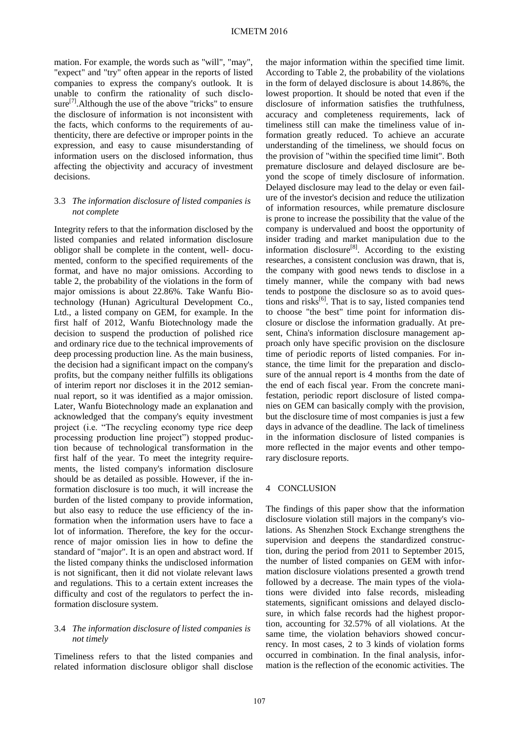mation. For example, the words such as "will", "may", "expect" and "try" often appear in the reports of listed companies to express the company's outlook. It is unable to confirm the rationality of such disclosure[7].Although the use of the above "tricks" to ensure the disclosure of information is not inconsistent with the facts, which conforms to the requirements of authenticity, there are defective or improper points in the expression, and easy to cause misunderstanding of information users on the disclosed information, thus affecting the objectivity and accuracy of investment decisions.

### 3.3 *The information disclosure of listed companies is not complete*

Integrity refers to that the information disclosed by the listed companies and related information disclosure obligor shall be complete in the content, well- documented, conform to the specified requirements of the format, and have no major omissions. According to table 2, the probability of the violations in the form of major omissions is about 22.86%. Take Wanfu Biotechnology (Hunan) Agricultural Development Co., Ltd., a listed company on GEM, for example. In the first half of 2012, Wanfu Biotechnology made the decision to suspend the production of polished rice and ordinary rice due to the technical improvements of deep processing production line. As the main business, the decision had a significant impact on the company's profits, but the company neither fulfills its obligations of interim report nor discloses it in the 2012 semiannual report, so it was identified as a major omission. Later, Wanfu Biotechnology made an explanation and acknowledged that the company's equity investment project (i.e. "The recycling economy type rice deep processing production line project") stopped production because of technological transformation in the first half of the year. To meet the integrity requirements, the listed company's information disclosure should be as detailed as possible. However, if the information disclosure is too much, it will increase the burden of the listed company to provide information, but also easy to reduce the use efficiency of the information when the information users have to face a lot of information. Therefore, the key for the occurrence of major omission lies in how to define the standard of "major". It is an open and abstract word. If the listed company thinks the undisclosed information is not significant, then it did not violate relevant laws and regulations. This to a certain extent increases the difficulty and cost of the regulators to perfect the information disclosure system.

### 3.4 *The information disclosure of listed companies is not timely*

Timeliness refers to that the listed companies and related information disclosure obligor shall disclose the major information within the specified time limit. According to Table 2, the probability of the violations in the form of delayed disclosure is about 14.86%, the lowest proportion. It should be noted that even if the disclosure of information satisfies the truthfulness, accuracy and completeness requirements, lack of timeliness still can make the timeliness value of information greatly reduced. To achieve an accurate understanding of the timeliness, we should focus on the provision of "within the specified time limit". Both premature disclosure and delayed disclosure are beyond the scope of timely disclosure of information. Delayed disclosure may lead to the delay or even failure of the investor's decision and reduce the utilization of information resources, while premature disclosure is prone to increase the possibility that the value of the company is undervalued and boost the opportunity of insider trading and market manipulation due to the information disclosure[8]. According to the existing researches, a consistent conclusion was drawn, that is, the company with good news tends to disclose in a timely manner, while the company with bad news tends to postpone the disclosure so as to avoid questions and risks[6]. That is to say, listed companies tend to choose "the best" time point for information disclosure or disclose the information gradually. At present, China's information disclosure management approach only have specific provision on the disclosure time of periodic reports of listed companies. For instance, the time limit for the preparation and disclosure of the annual report is 4 months from the date of the end of each fiscal year. From the concrete manifestation, periodic report disclosure of listed companies on GEM can basically comply with the provision, but the disclosure time of most companies is just a few days in advance of the deadline. The lack of timeliness in the information disclosure of listed companies is more reflected in the major events and other temporary disclosure reports.

## 4 CONCLUSION

The findings of this paper show that the information disclosure violation still majors in the company's violations. As Shenzhen Stock Exchange strengthens the supervision and deepens the standardized construction, during the period from 2011 to September 2015, the number of listed companies on GEM with information disclosure violations presented a growth trend followed by a decrease. The main types of the violations were divided into false records, misleading statements, significant omissions and delayed disclosure, in which false records had the highest proportion, accounting for 32.57% of all violations. At the same time, the violation behaviors showed concurrency. In most cases, 2 to 3 kinds of violation forms occurred in combination. In the final analysis, information is the reflection of the economic activities. The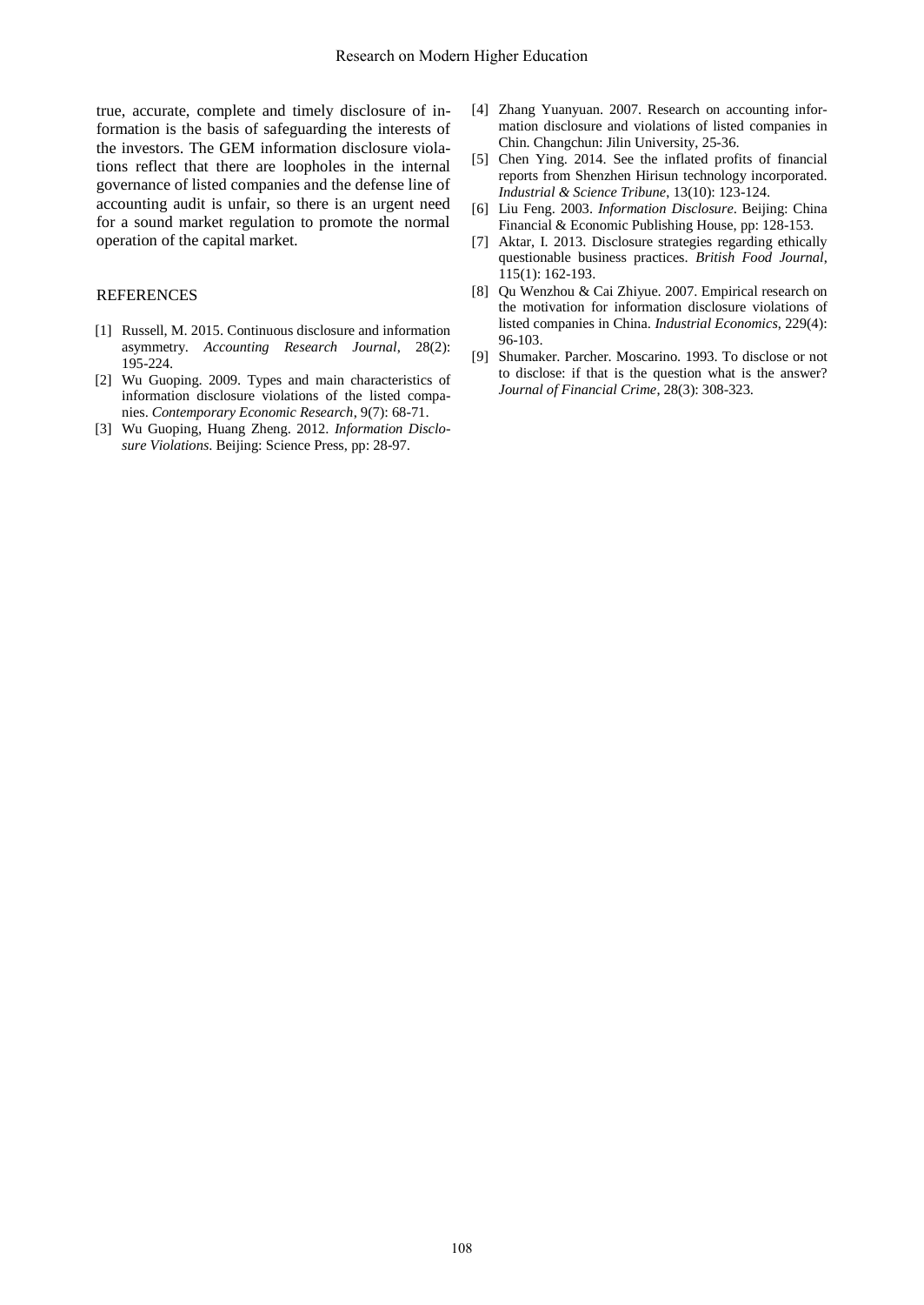true, accurate, complete and timely disclosure of information is the basis of safeguarding the interests of the investors. The GEM information disclosure violations reflect that there are loopholes in the internal governance of listed companies and the defense line of accounting audit is unfair, so there is an urgent need for a sound market regulation to promote the normal operation of the capital market.

## REFERENCES

[1] Russell, M. 2015. Continuous disclosure and information asymmetry. *Accounting Research Journal*, 28(2): 195-224.

[2] Wu Guoping. 2009. Types and main characteristics of information disclosure violations of the listed companies. *Contemporary Economic Research*, 9(7): 68-71.

[3] Wu Guoping, Huang Zheng. 2012. *Information Disclosure Violations*. Beijing: Science Press, pp: 28-97.

[4] Zhang Yuanyuan. 2007. Research on accounting information disclosure and violations of listed companies in Chin. Changchun: Jilin University, 25-36.

[5] Chen Ying. 2014. See the inflated profits of financial reports from Shenzhen Hirisun technology incorporated. *Industrial & Science Tribune*, 13(10): 123-124.

[6] Liu Feng. 2003. *Information Disclosure*. Beijing: China Financial & Economic Publishing House, pp: 128-153.

[7] Aktar, I. 2013. Disclosure strategies regarding ethically questionable business practices. *British Food Journal*, 115(1): 162-193.

[8] Qu Wenzhou & Cai Zhiyue. 2007. Empirical research on the motivation for information disclosure violations of listed companies in China. *Industrial Economics*, 229(4): 96-103.

[9] Shumaker. Parcher. Moscarino. 1993. To disclose or not to disclose: if that is the question what is the answer? *Journal of Financial Crime*, 28(3): 308-323.